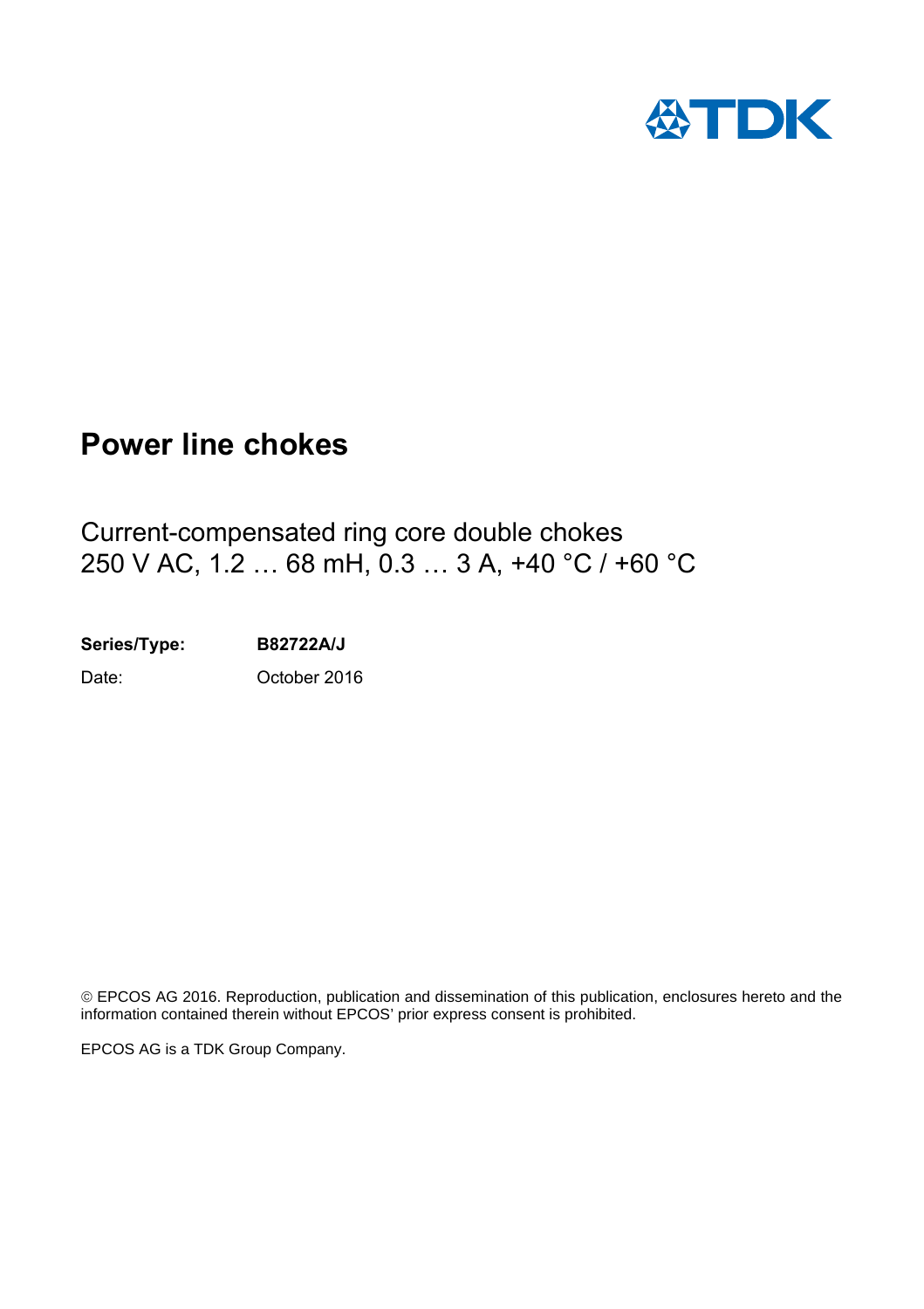# Power line chokes

Current-compensated ring core double chokes
250 V AC, 1.2 … 68 mH, 0.3 … 3 A, +40 °C / +60 °C

**Series/Type:** **B82722A/J**

Date: October 2016

© EPCOS AG 2016. Reproduction, publication and dissemination of this publication, enclosures hereto and the information contained therein without EPCOS' prior express consent is prohibited.

EPCOS AG is a TDK Group Company.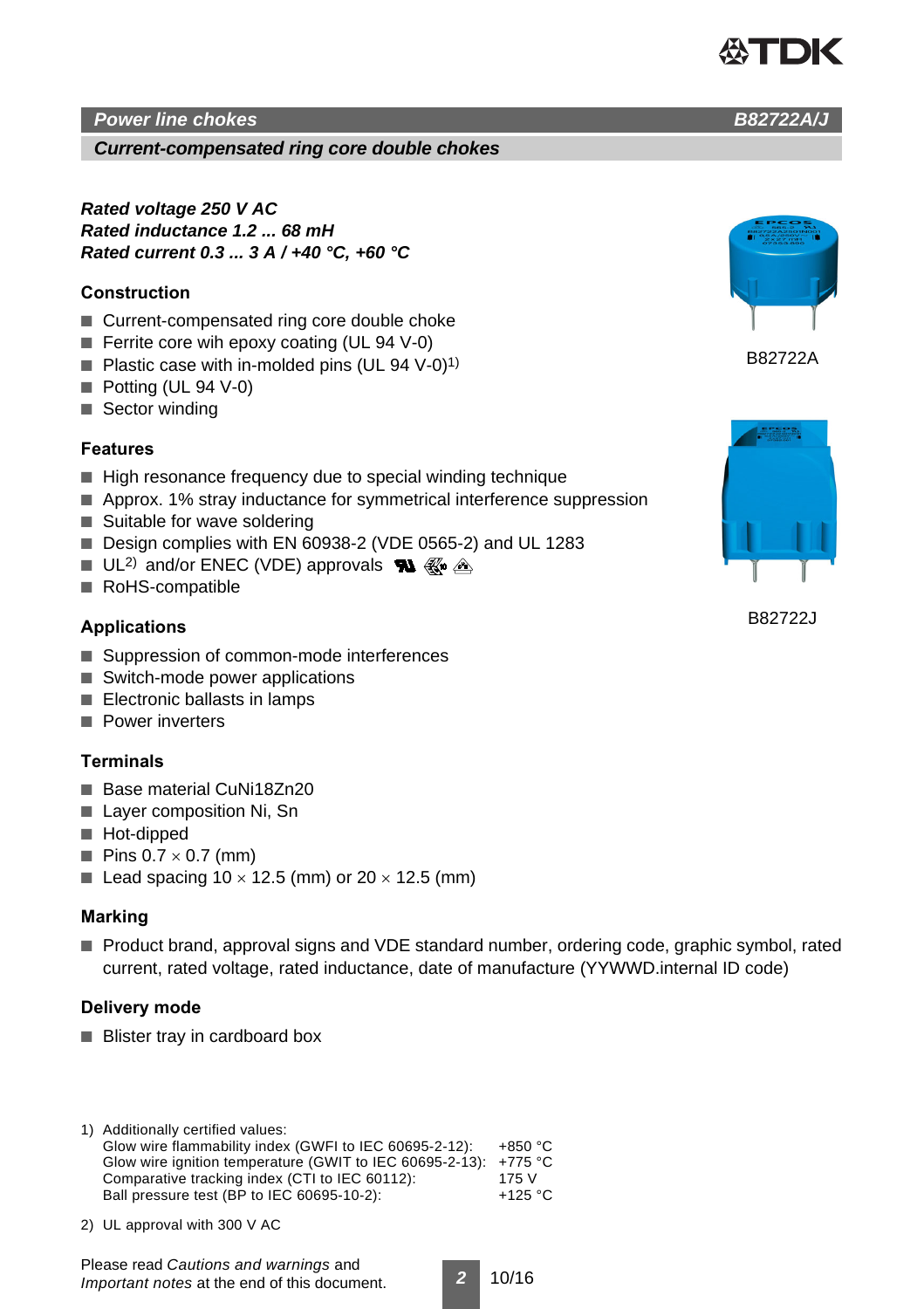## Power line chokes — B82722A/J

### Current-compensated ring core double chokes

***Rated voltage 250 V AC***
***Rated inductance 1.2 ... 68 mH***
***Rated current 0.3 ... 3 A / +40 °C, +60 °C***

B82722A

B82722J

### Construction

- Current-compensated ring core double choke
- Ferrite core wih epoxy coating (UL 94 V-0)
- Plastic case with in-molded pins (UL 94 V-0)[1)]
- Potting (UL 94 V-0)
- Sector winding

### Features

- High resonance frequency due to special winding technique
- Approx. 1% stray inductance for symmetrical interference suppression
- Suitable for wave soldering
- Design complies with EN 60938-2 (VDE 0565-2) and UL 1283
- UL[2)] and/or ENEC (VDE) approvals
- RoHS-compatible

### Applications

- Suppression of common-mode interferences
- Switch-mode power applications
- Electronic ballasts in lamps
- Power inverters

### Terminals

- Base material CuNi18Zn20
- Layer composition Ni, Sn
- Hot-dipped
- Pins 0.7 × 0.7 (mm)
- Lead spacing 10 × 12.5 (mm) or 20 × 12.5 (mm)

### Marking

- Product brand, approval signs and VDE standard number, ordering code, graphic symbol, rated current, rated voltage, rated inductance, date of manufacture (YYWWD.internal ID code)

### Delivery mode

- Blister tray in cardboard box

1) Additionally certified values:

| | |
|---|---|
| Glow wire flammability index (GWFI to IEC 60695-2-12): | +850 °C |
| Glow wire ignition temperature (GWIT to IEC 60695-2-13): | +775 °C |
| Comparative tracking index (CTI to IEC 60112): | 175 V |
| Ball pressure test (BP to IEC 60695-10-2): | +125 °C |

2) UL approval with 300 V AC

Please read *Cautions and warnings* and *Important notes* at the end of this document.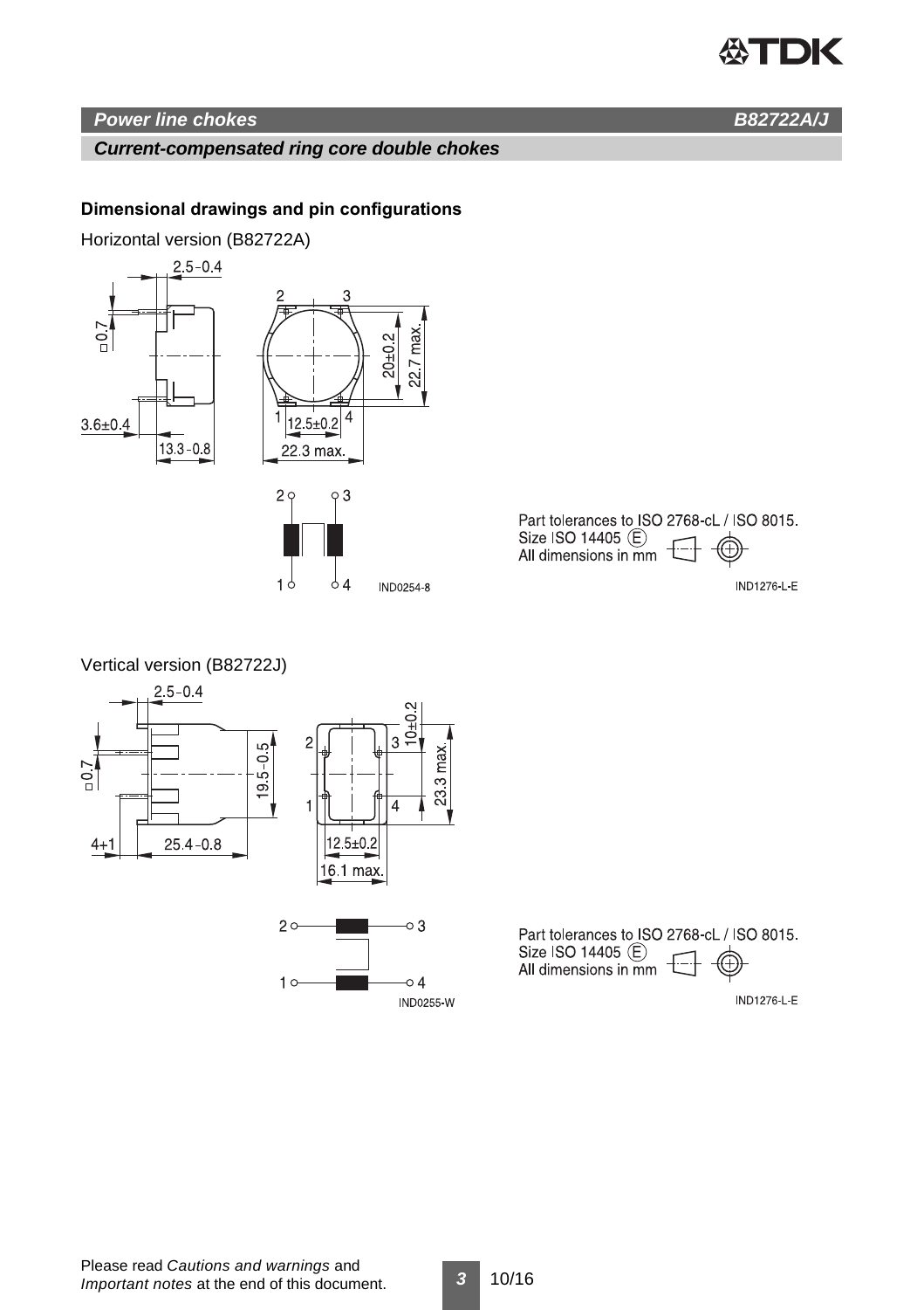## Power line chokes — B82722A/J

### Current-compensated ring core double chokes

#### Dimensional drawings and pin configurations

Horizontal version (B82722A)

2.5 −0.4

□0.7

3.6±0.4

13.3 −0.8

2 3

1 4

12.5±0.2

22.3 max.

20±0.2

22.7 max.

IND0254-8

Part tolerances to ISO 2768-cL / ISO 8015.
Size ISO 14405 Ⓔ
All dimensions in mm

IND1276-L-E

Vertical version (B82722J)

2.5 −0.4

□0.7

4+1

25.4 −0.8

19.5 −0.5

10±0.2

23.3 max.

12.5±0.2

16.1 max.

IND0255-W

Part tolerances to ISO 2768-cL / ISO 8015.
Size ISO 14405 Ⓔ
All dimensions in mm

IND1276-L-E

Please read *Cautions and warnings* and *Important notes* at the end of this document.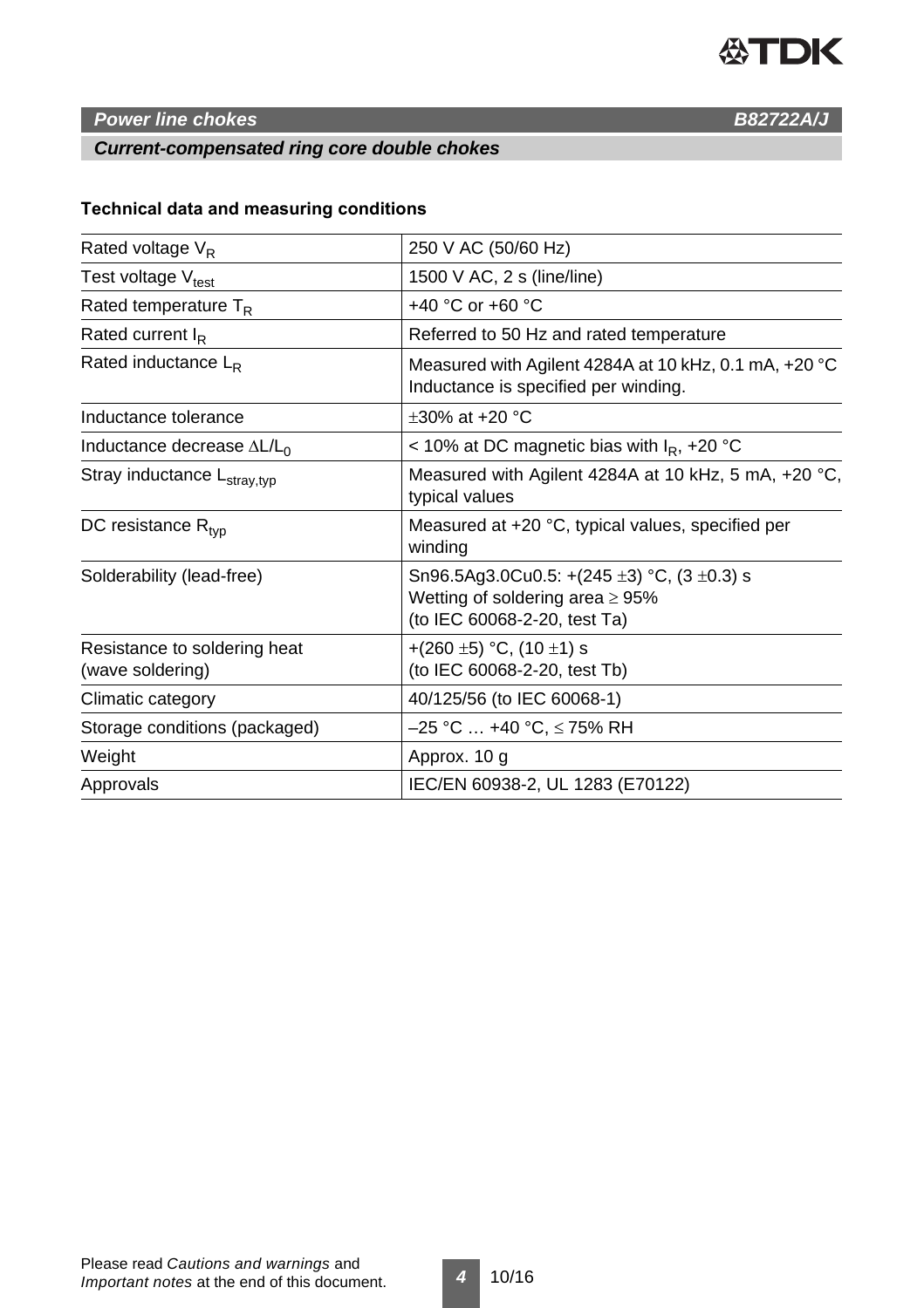## Power line chokes — B82722A/J

### Current-compensated ring core double chokes

#### Technical data and measuring conditions

| | |
|---|---|
| Rated voltage $V_R$ | 250 V AC (50/60 Hz) |
| Test voltage $V_{test}$ | 1500 V AC, 2 s (line/line) |
| Rated temperature $T_R$ | +40 °C or +60 °C |
| Rated current $I_R$ | Referred to 50 Hz and rated temperature |
| Rated inductance $L_R$ | Measured with Agilent 4284A at 10 kHz, 0.1 mA, +20 °C<br>Inductance is specified per winding. |
| Inductance tolerance | ±30% at +20 °C |
| Inductance decrease $\Delta L/L_0$ | < 10% at DC magnetic bias with $I_R$, +20 °C |
| Stray inductance $L_{stray,typ}$ | Measured with Agilent 4284A at 10 kHz, 5 mA, +20 °C, typical values |
| DC resistance $R_{typ}$ | Measured at +20 °C, typical values, specified per winding |
| Solderability (lead-free) | Sn96.5Ag3.0Cu0.5: +(245 ±3) °C, (3 ±0.3) s<br>Wetting of soldering area ≥ 95%<br>(to IEC 60068-2-20, test Ta) |
| Resistance to soldering heat (wave soldering) | +(260 ±5) °C, (10 ±1) s<br>(to IEC 60068-2-20, test Tb) |
| Climatic category | 40/125/56 (to IEC 60068-1) |
| Storage conditions (packaged) | –25 °C … +40 °C, ≤ 75% RH |
| Weight | Approx. 10 g |
| Approvals | IEC/EN 60938-2, UL 1283 (E70122) |

Please read *Cautions and warnings* and *Important notes* at the end of this document.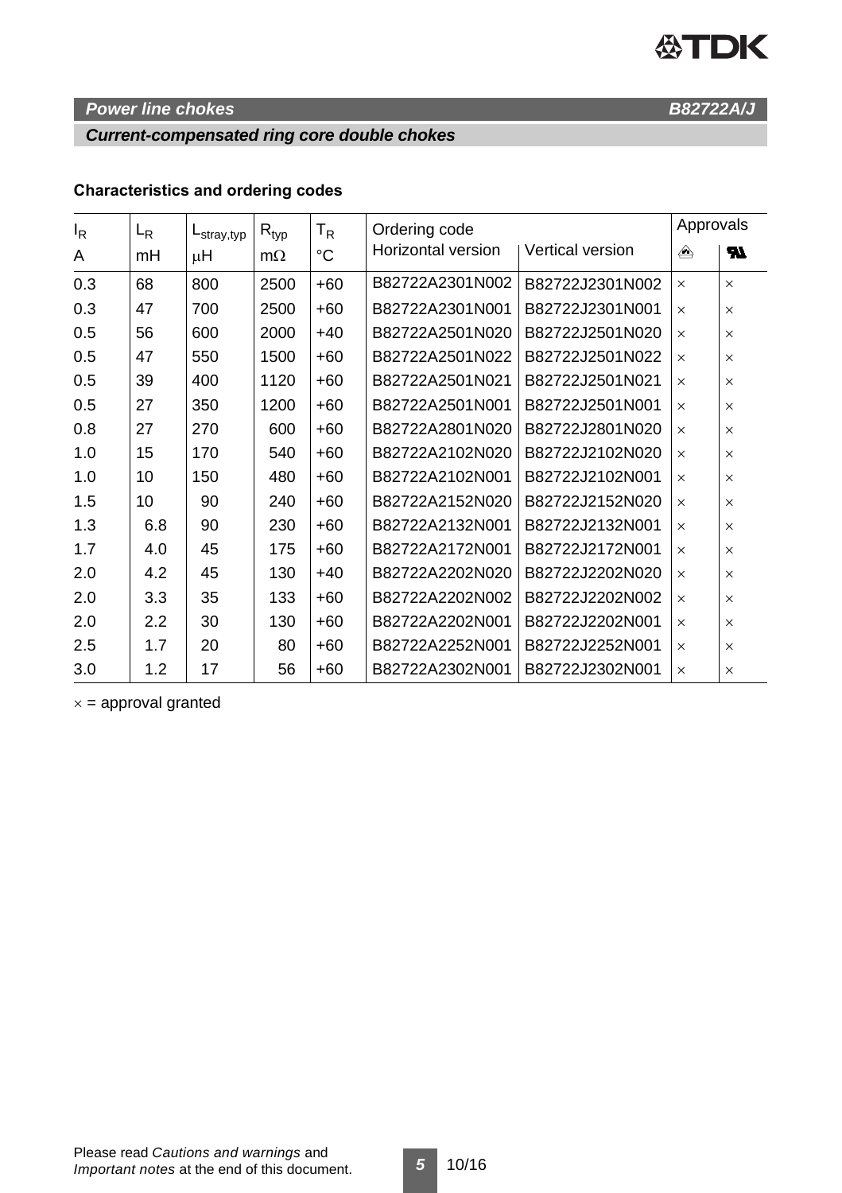## Power line chokes B82722A/J

### Current-compensated ring core double chokes

**Characteristics and ordering codes**

| $I_R$ | $L_R$ | $L_{stray,typ}$ | $R_{typ}$ | $T_R$ | Ordering code | | Approvals | |
|---|---|---|---|---|---|---|---|---|
| A | mH | µH | mΩ | °C | Horizontal version | Vertical version | VDE | UL |
| 0.3 | 68 | 800 | 2500 | +60 | B82722A2301N002 | B82722J2301N002 | × | × |
| 0.3 | 47 | 700 | 2500 | +60 | B82722A2301N001 | B82722J2301N001 | × | × |
| 0.5 | 56 | 600 | 2000 | +40 | B82722A2501N020 | B82722J2501N020 | × | × |
| 0.5 | 47 | 550 | 1500 | +60 | B82722A2501N022 | B82722J2501N022 | × | × |
| 0.5 | 39 | 400 | 1120 | +60 | B82722A2501N021 | B82722J2501N021 | × | × |
| 0.5 | 27 | 350 | 1200 | +60 | B82722A2501N001 | B82722J2501N001 | × | × |
| 0.8 | 27 | 270 | 600 | +60 | B82722A2801N020 | B82722J2801N020 | × | × |
| 1.0 | 15 | 170 | 540 | +60 | B82722A2102N020 | B82722J2102N020 | × | × |
| 1.0 | 10 | 150 | 480 | +60 | B82722A2102N001 | B82722J2102N001 | × | × |
| 1.5 | 10 | 90 | 240 | +60 | B82722A2152N020 | B82722J2152N020 | × | × |
| 1.3 | 6.8 | 90 | 230 | +60 | B82722A2132N001 | B82722J2132N001 | × | × |
| 1.7 | 4.0 | 45 | 175 | +60 | B82722A2172N001 | B82722J2172N001 | × | × |
| 2.0 | 4.2 | 45 | 130 | +40 | B82722A2202N020 | B82722J2202N020 | × | × |
| 2.0 | 3.3 | 35 | 133 | +60 | B82722A2202N002 | B82722J2202N002 | × | × |
| 2.0 | 2.2 | 30 | 130 | +60 | B82722A2202N001 | B82722J2202N001 | × | × |
| 2.5 | 1.7 | 20 | 80 | +60 | B82722A2252N001 | B82722J2252N001 | × | × |
| 3.0 | 1.2 | 17 | 56 | +60 | B82722A2302N001 | B82722J2302N001 | × | × |

× = approval granted

Please read *Cautions and warnings* and *Important notes* at the end of this document.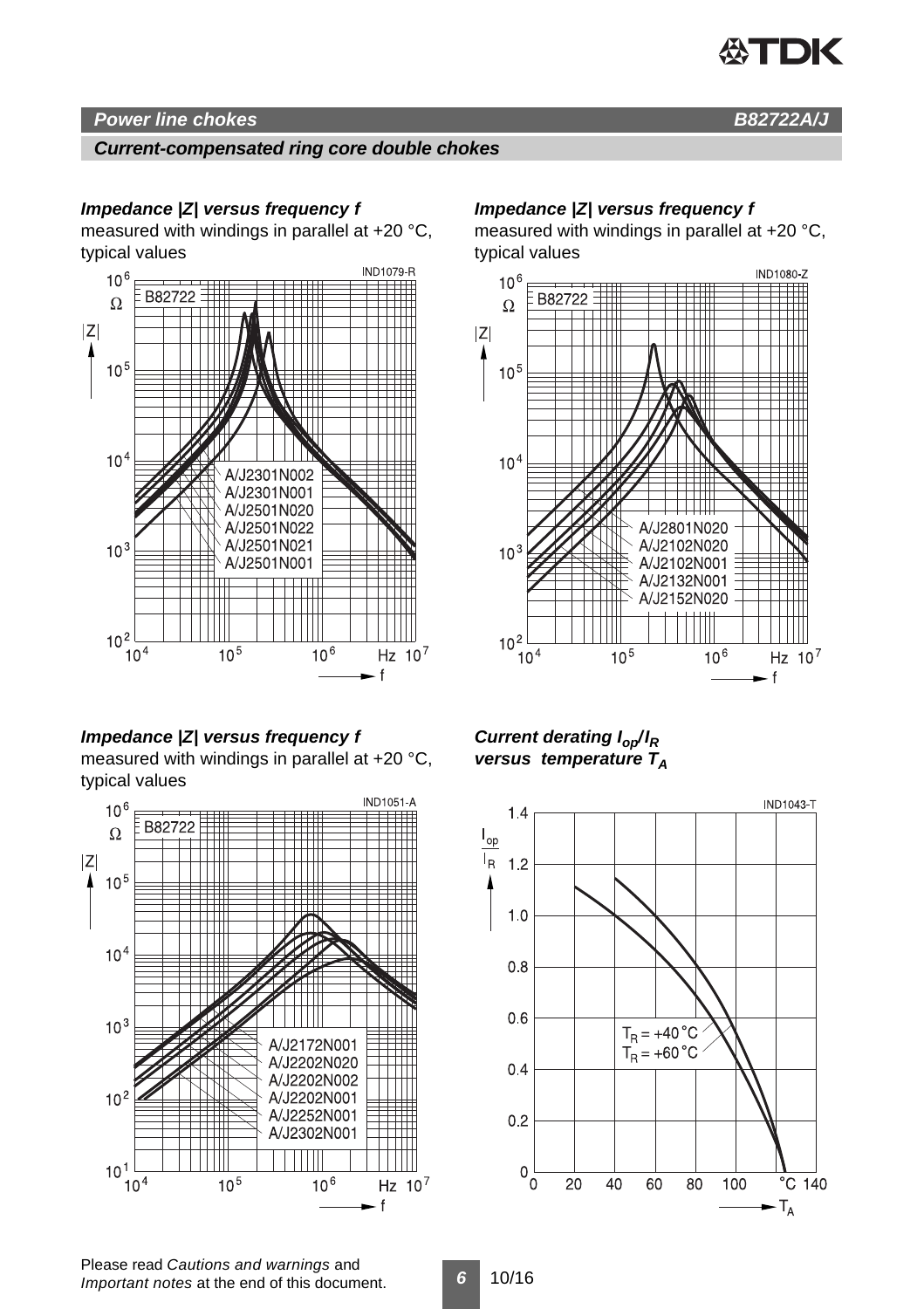## Power line chokes — B82722A/J

### Current-compensated ring core double chokes

**Impedance |Z| versus frequency f**
measured with windings in parallel at +20 °C, typical values

IND1079-R

B82722

A/J2301N002
A/J2301N001
A/J2501N020
A/J2501N022
A/J2501N021
A/J2501N001

**Impedance |Z| versus frequency f**
measured with windings in parallel at +20 °C, typical values

IND1080-Z

B82722

A/J2801N020
A/J2102N020
A/J2102N001
A/J2132N001
A/J2152N020

**Impedance |Z| versus frequency f**
measured with windings in parallel at +20 °C, typical values

IND1051-A

B82722

A/J2172N001
A/J2202N020
A/J2202N002
A/J2202N001
A/J2252N001
A/J2302N001

**Current derating $I_{op}/I_R$ versus temperature $T_A$**

IND1043-T

$T_R$ = +40 °C
$T_R$ = +60 °C

Please read *Cautions and warnings* and *Important notes* at the end of this document.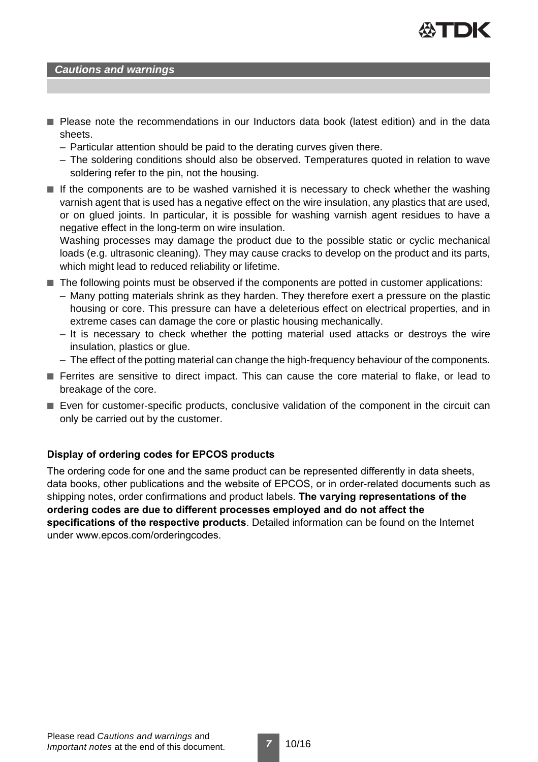## *Cautions and warnings*

- Please note the recommendations in our Inductors data book (latest edition) and in the data sheets.
  - Particular attention should be paid to the derating curves given there.
  - The soldering conditions should also be observed. Temperatures quoted in relation to wave soldering refer to the pin, not the housing.
- If the components are to be washed varnished it is necessary to check whether the washing varnish agent that is used has a negative effect on the wire insulation, any plastics that are used, or on glued joints. In particular, it is possible for washing varnish agent residues to have a negative effect in the long-term on wire insulation.
  Washing processes may damage the product due to the possible static or cyclic mechanical loads (e.g. ultrasonic cleaning). They may cause cracks to develop on the product and its parts, which might lead to reduced reliability or lifetime.
- The following points must be observed if the components are potted in customer applications:
  - Many potting materials shrink as they harden. They therefore exert a pressure on the plastic housing or core. This pressure can have a deleterious effect on electrical properties, and in extreme cases can damage the core or plastic housing mechanically.
  - It is necessary to check whether the potting material used attacks or destroys the wire insulation, plastics or glue.
  - The effect of the potting material can change the high-frequency behaviour of the components.
- Ferrites are sensitive to direct impact. This can cause the core material to flake, or lead to breakage of the core.
- Even for customer-specific products, conclusive validation of the component in the circuit can only be carried out by the customer.

**Display of ordering codes for EPCOS products**

The ordering code for one and the same product can be represented differently in data sheets, data books, other publications and the website of EPCOS, or in order-related documents such as shipping notes, order confirmations and product labels. **The varying representations of the ordering codes are due to different processes employed and do not affect the specifications of the respective products**. Detailed information can be found on the Internet under www.epcos.com/orderingcodes.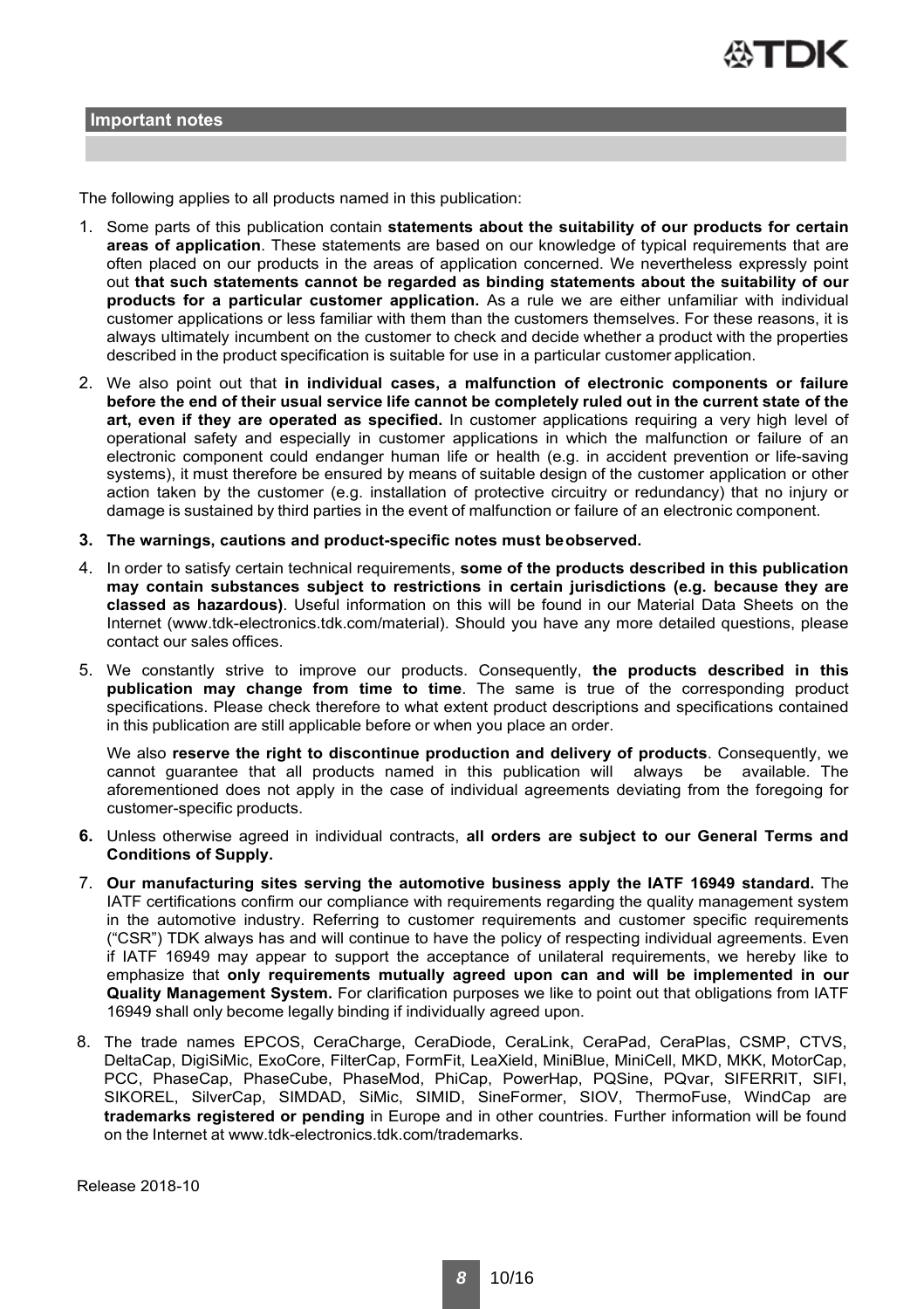## Important notes

The following applies to all products named in this publication:

1. Some parts of this publication contain **statements about the suitability of our products for certain areas of application**. These statements are based on our knowledge of typical requirements that are often placed on our products in the areas of application concerned. We nevertheless expressly point out **that such statements cannot be regarded as binding statements about the suitability of our products for a particular customer application.** As a rule we are either unfamiliar with individual customer applications or less familiar with them than the customers themselves. For these reasons, it is always ultimately incumbent on the customer to check and decide whether a product with the properties described in the product specification is suitable for use in a particular customer application.
2. We also point out that **in individual cases, a malfunction of electronic components or failure before the end of their usual service life cannot be completely ruled out in the current state of the art, even if they are operated as specified.** In customer applications requiring a very high level of operational safety and especially in customer applications in which the malfunction or failure of an electronic component could endanger human life or health (e.g. in accident prevention or life-saving systems), it must therefore be ensured by means of suitable design of the customer application or other action taken by the customer (e.g. installation of protective circuitry or redundancy) that no injury or damage is sustained by third parties in the event of malfunction or failure of an electronic component.
3. **The warnings, cautions and product-specific notes must be observed.**
4. In order to satisfy certain technical requirements, **some of the products described in this publication may contain substances subject to restrictions in certain jurisdictions (e.g. because they are classed as hazardous)**. Useful information on this will be found in our Material Data Sheets on the Internet (www.tdk-electronics.tdk.com/material). Should you have any more detailed questions, please contact our sales offices.
5. We constantly strive to improve our products. Consequently, **the products described in this publication may change from time to time**. The same is true of the corresponding product specifications. Please check therefore to what extent product descriptions and specifications contained in this publication are still applicable before or when you place an order.

   We also **reserve the right to discontinue production and delivery of products**. Consequently, we cannot guarantee that all products named in this publication will always be available. The aforementioned does not apply in the case of individual agreements deviating from the foregoing for customer-specific products.
6. Unless otherwise agreed in individual contracts, **all orders are subject to our General Terms and Conditions of Supply.**
7. **Our manufacturing sites serving the automotive business apply the IATF 16949 standard.** The IATF certifications confirm our compliance with requirements regarding the quality management system in the automotive industry. Referring to customer requirements and customer specific requirements ("CSR") TDK always has and will continue to have the policy of respecting individual agreements. Even if IATF 16949 may appear to support the acceptance of unilateral requirements, we hereby like to emphasize that **only requirements mutually agreed upon can and will be implemented in our Quality Management System.** For clarification purposes we like to point out that obligations from IATF 16949 shall only become legally binding if individually agreed upon.
8. The trade names EPCOS, CeraCharge, CeraDiode, CeraLink, CeraPad, CeraPlas, CSMP, CTVS, DeltaCap, DigiSiMic, ExoCore, FilterCap, FormFit, LeaXield, MiniBlue, MiniCell, MKD, MKK, MotorCap, PCC, PhaseCap, PhaseCube, PhaseMod, PhiCap, PowerHap, PQSine, PQvar, SIFERRIT, SIFI, SIKOREL, SilverCap, SIMDAD, SiMic, SIMID, SineFormer, SIOV, ThermoFuse, WindCap are **trademarks registered or pending** in Europe and in other countries. Further information will be found on the Internet at www.tdk-electronics.tdk.com/trademarks.

Release 2018-10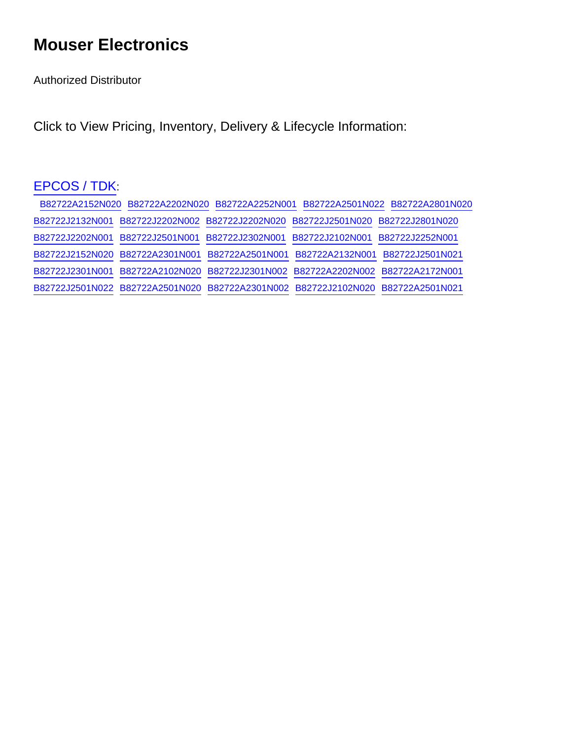# Mouser Electronics

Authorized Distributor

Click to View Pricing, Inventory, Delivery & Lifecycle Information:

EPCOS / TDK:

B82722A2152N020 B82722A2202N020 B82722A2252N001 B82722A2501N022 B82722A2801N020 B82722J2132N001 B82722J2202N002 B82722J2202N020 B82722J2501N020 B82722J2801N020 B82722J2202N001 B82722J2501N001 B82722J2302N001 B82722J2102N001 B82722J2252N001 B82722J2152N020 B82722A2301N001 B82722A2501N001 B82722A2132N001 B82722J2501N021 B82722J2301N001 B82722A2102N020 B82722J2301N002 B82722A2202N002 B82722A2172N001 B82722J2501N022 B82722A2501N020 B82722A2301N002 B82722J2102N020 B82722A2501N021